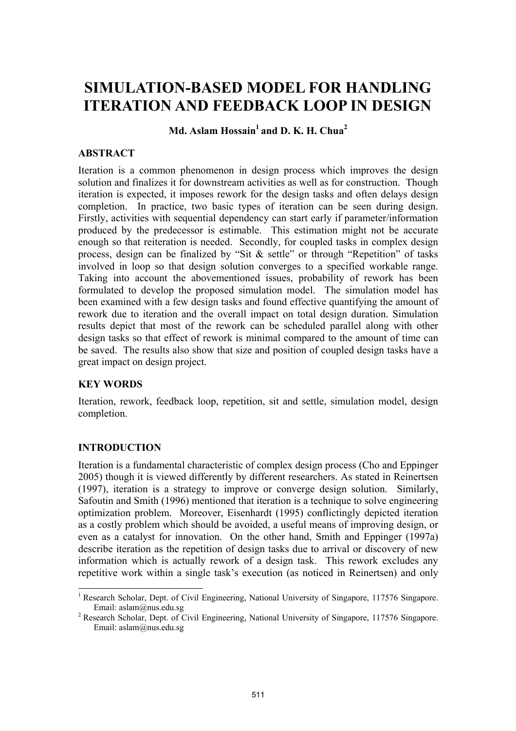# SIMULATION-BASED MODEL FOR HANDLING ITERATION AND FEEDBACK LOOP IN DESIGN

**Md. Aslam Hossain[1] and D. K. H. Chua[2]**

## ABSTRACT

Iteration is a common phenomenon in design process which improves the design solution and finalizes it for downstream activities as well as for construction. Though iteration is expected, it imposes rework for the design tasks and often delays design completion. In practice, two basic types of iteration can be seen during design. Firstly, activities with sequential dependency can start early if parameter/information produced by the predecessor is estimable. This estimation might not be accurate enough so that reiteration is needed. Secondly, for coupled tasks in complex design process, design can be finalized by "Sit & settle" or through "Repetition" of tasks involved in loop so that design solution converges to a specified workable range. Taking into account the abovementioned issues, probability of rework has been formulated to develop the proposed simulation model. The simulation model has been examined with a few design tasks and found effective quantifying the amount of rework due to iteration and the overall impact on total design duration. Simulation results depict that most of the rework can be scheduled parallel along with other design tasks so that effect of rework is minimal compared to the amount of time can be saved. The results also show that size and position of coupled design tasks have a great impact on design project.

## KEY WORDS

Iteration, rework, feedback loop, repetition, sit and settle, simulation model, design completion.

## INTRODUCTION

Iteration is a fundamental characteristic of complex design process (Cho and Eppinger 2005) though it is viewed differently by different researchers. As stated in Reinertsen (1997), iteration is a strategy to improve or converge design solution. Similarly, Safoutin and Smith (1996) mentioned that iteration is a technique to solve engineering optimization problem. Moreover, Eisenhardt (1995) conflictingly depicted iteration as a costly problem which should be avoided, a useful means of improving design, or even as a catalyst for innovation. On the other hand, Smith and Eppinger (1997a) describe iteration as the repetition of design tasks due to arrival or discovery of new information which is actually rework of a design task. This rework excludes any repetitive work within a single task's execution (as noticed in Reinertsen) and only

---

[1] Research Scholar, Dept. of Civil Engineering, National University of Singapore, 117576 Singapore. Email: aslam@nus.edu.sg

[2] Research Scholar, Dept. of Civil Engineering, National University of Singapore, 117576 Singapore. Email: aslam@nus.edu.sg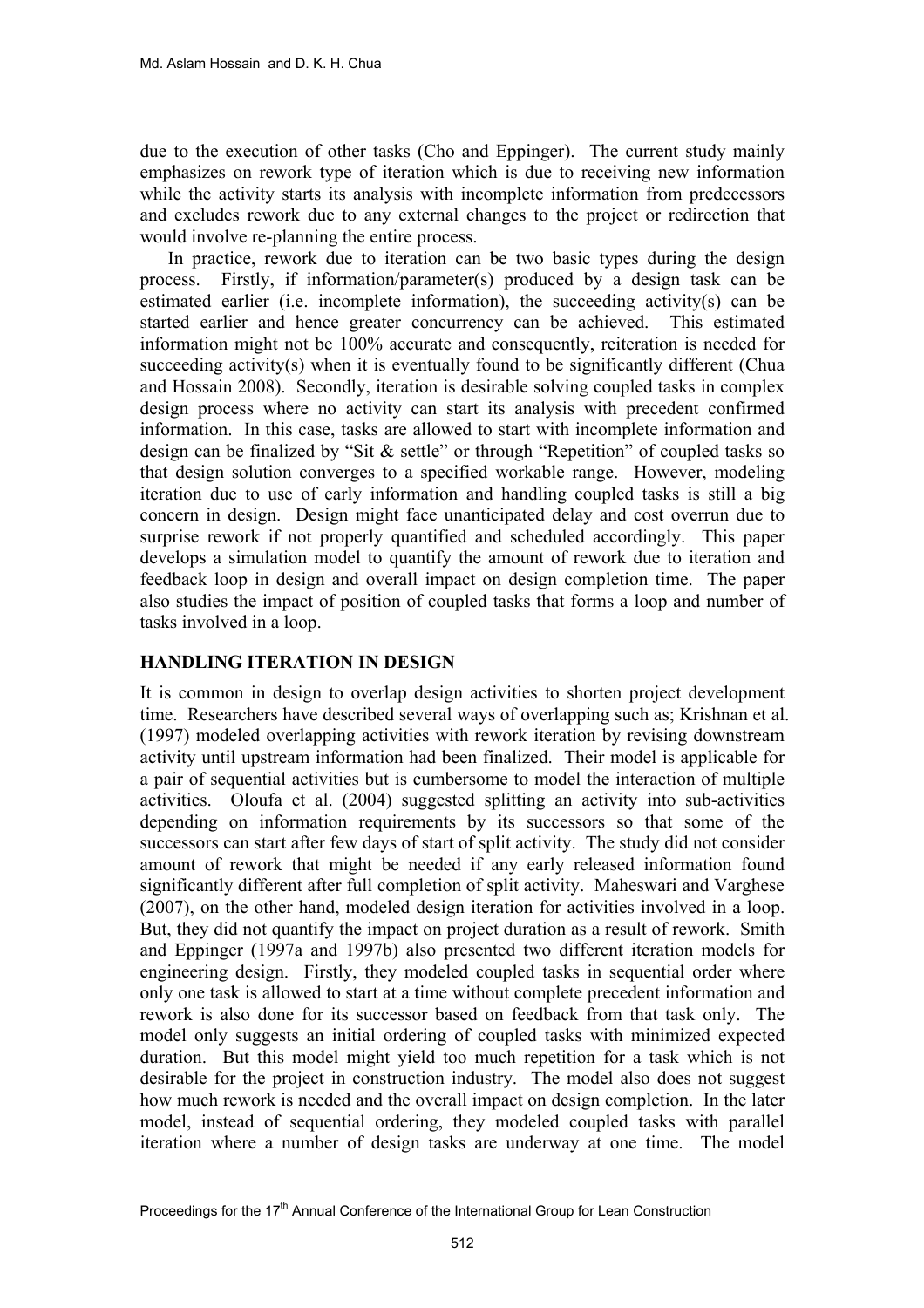due to the execution of other tasks (Cho and Eppinger). The current study mainly emphasizes on rework type of iteration which is due to receiving new information while the activity starts its analysis with incomplete information from predecessors and excludes rework due to any external changes to the project or redirection that would involve re-planning the entire process.

In practice, rework due to iteration can be two basic types during the design process. Firstly, if information/parameter(s) produced by a design task can be estimated earlier (i.e. incomplete information), the succeeding activity(s) can be started earlier and hence greater concurrency can be achieved. This estimated information might not be 100% accurate and consequently, reiteration is needed for succeeding activity(s) when it is eventually found to be significantly different (Chua and Hossain 2008). Secondly, iteration is desirable solving coupled tasks in complex design process where no activity can start its analysis with precedent confirmed information. In this case, tasks are allowed to start with incomplete information and design can be finalized by "Sit & settle" or through "Repetition" of coupled tasks so that design solution converges to a specified workable range. However, modeling iteration due to use of early information and handling coupled tasks is still a big concern in design. Design might face unanticipated delay and cost overrun due to surprise rework if not properly quantified and scheduled accordingly. This paper develops a simulation model to quantify the amount of rework due to iteration and feedback loop in design and overall impact on design completion time. The paper also studies the impact of position of coupled tasks that forms a loop and number of tasks involved in a loop.

## HANDLING ITERATION IN DESIGN

It is common in design to overlap design activities to shorten project development time. Researchers have described several ways of overlapping such as; Krishnan et al. (1997) modeled overlapping activities with rework iteration by revising downstream activity until upstream information had been finalized. Their model is applicable for a pair of sequential activities but is cumbersome to model the interaction of multiple activities. Oloufa et al. (2004) suggested splitting an activity into sub-activities depending on information requirements by its successors so that some of the successors can start after few days of start of split activity. The study did not consider amount of rework that might be needed if any early released information found significantly different after full completion of split activity. Maheswari and Varghese (2007), on the other hand, modeled design iteration for activities involved in a loop. But, they did not quantify the impact on project duration as a result of rework. Smith and Eppinger (1997a and 1997b) also presented two different iteration models for engineering design. Firstly, they modeled coupled tasks in sequential order where only one task is allowed to start at a time without complete precedent information and rework is also done for its successor based on feedback from that task only. The model only suggests an initial ordering of coupled tasks with minimized expected duration. But this model might yield too much repetition for a task which is not desirable for the project in construction industry. The model also does not suggest how much rework is needed and the overall impact on design completion. In the later model, instead of sequential ordering, they modeled coupled tasks with parallel iteration where a number of design tasks are underway at one time. The model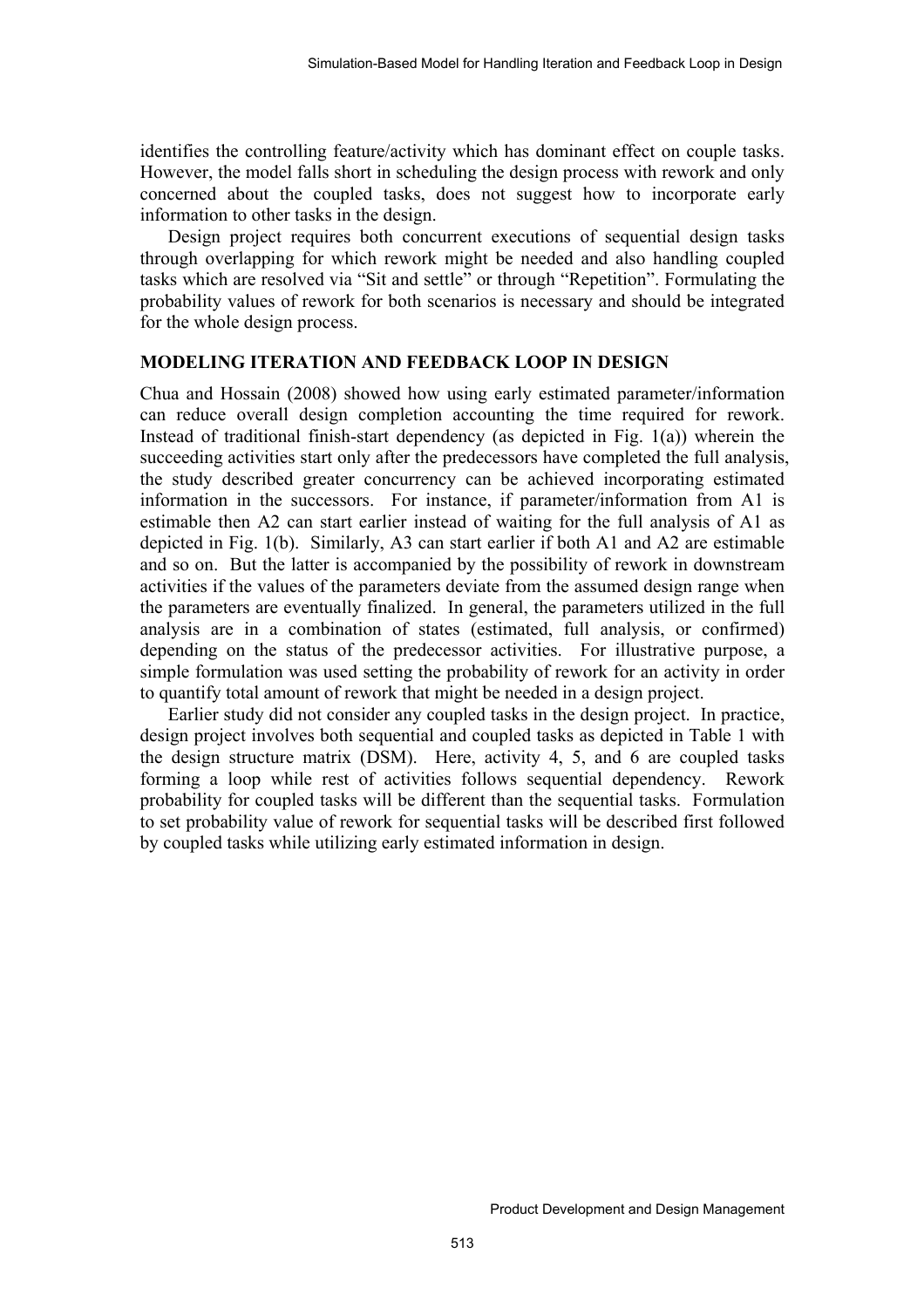identifies the controlling feature/activity which has dominant effect on couple tasks. However, the model falls short in scheduling the design process with rework and only concerned about the coupled tasks, does not suggest how to incorporate early information to other tasks in the design.

Design project requires both concurrent executions of sequential design tasks through overlapping for which rework might be needed and also handling coupled tasks which are resolved via "Sit and settle" or through "Repetition". Formulating the probability values of rework for both scenarios is necessary and should be integrated for the whole design process.

## MODELING ITERATION AND FEEDBACK LOOP IN DESIGN

Chua and Hossain (2008) showed how using early estimated parameter/information can reduce overall design completion accounting the time required for rework. Instead of traditional finish-start dependency (as depicted in Fig. 1(a)) wherein the succeeding activities start only after the predecessors have completed the full analysis, the study described greater concurrency can be achieved incorporating estimated information in the successors. For instance, if parameter/information from A1 is estimable then A2 can start earlier instead of waiting for the full analysis of A1 as depicted in Fig. 1(b). Similarly, A3 can start earlier if both A1 and A2 are estimable and so on. But the latter is accompanied by the possibility of rework in downstream activities if the values of the parameters deviate from the assumed design range when the parameters are eventually finalized. In general, the parameters utilized in the full analysis are in a combination of states (estimated, full analysis, or confirmed) depending on the status of the predecessor activities. For illustrative purpose, a simple formulation was used setting the probability of rework for an activity in order to quantify total amount of rework that might be needed in a design project.

Earlier study did not consider any coupled tasks in the design project. In practice, design project involves both sequential and coupled tasks as depicted in Table 1 with the design structure matrix (DSM). Here, activity 4, 5, and 6 are coupled tasks forming a loop while rest of activities follows sequential dependency. Rework probability for coupled tasks will be different than the sequential tasks. Formulation to set probability value of rework for sequential tasks will be described first followed by coupled tasks while utilizing early estimated information in design.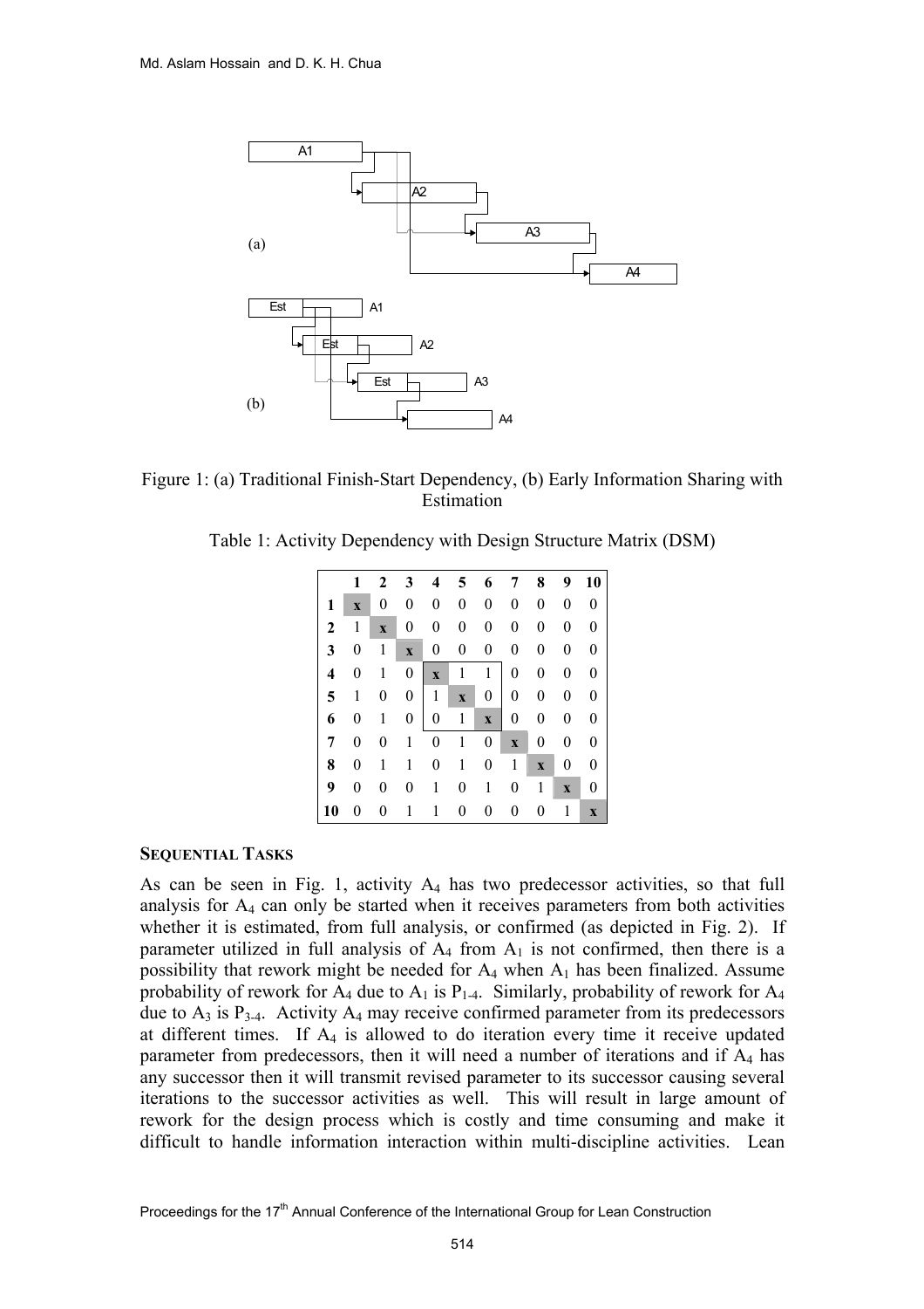Figure 1: (a) Traditional Finish-Start Dependency, (b) Early Information Sharing with Estimation

Table 1: Activity Dependency with Design Structure Matrix (DSM)

| | 1 | 2 | 3 | 4 | 5 | 6 | 7 | 8 | 9 | 10 |
|---|---|---|---|---|---|---|---|---|---|---|
| **1** | **x** | 0 | 0 | 0 | 0 | 0 | 0 | 0 | 0 | 0 |
| **2** | 1 | **x** | 0 | 0 | 0 | 0 | 0 | 0 | 0 | 0 |
| **3** | 0 | 1 | **x** | 0 | 0 | 0 | 0 | 0 | 0 | 0 |
| **4** | 0 | 1 | 0 | **x** | 1 | 1 | 0 | 0 | 0 | 0 |
| **5** | 1 | 0 | 0 | 1 | **x** | 0 | 0 | 0 | 0 | 0 |
| **6** | 0 | 1 | 0 | 0 | 1 | **x** | 0 | 0 | 0 | 0 |
| **7** | 0 | 0 | 1 | 0 | 1 | 0 | **x** | 0 | 0 | 0 |
| **8** | 0 | 1 | 1 | 0 | 1 | 0 | 1 | **x** | 0 | 0 |
| **9** | 0 | 0 | 0 | 1 | 0 | 1 | 0 | 1 | **x** | 0 |
| **10** | 0 | 0 | 1 | 1 | 0 | 0 | 0 | 0 | 1 | **x** |

## SEQUENTIAL TASKS

As can be seen in Fig. 1, activity $A_4$ has two predecessor activities, so that full analysis for $A_4$ can only be started when it receives parameters from both activities whether it is estimated, from full analysis, or confirmed (as depicted in Fig. 2). If parameter utilized in full analysis of $A_4$ from $A_1$ is not confirmed, then there is a possibility that rework might be needed for $A_4$ when $A_1$ has been finalized. Assume probability of rework for $A_4$ due to $A_1$ is $P_{1-4}$. Similarly, probability of rework for $A_4$ due to $A_3$ is $P_{3-4}$. Activity $A_4$ may receive confirmed parameter from its predecessors at different times. If $A_4$ is allowed to do iteration every time it receive updated parameter from predecessors, then it will need a number of iterations and if $A_4$ has any successor then it will transmit revised parameter to its successor causing several iterations to the successor activities as well. This will result in large amount of rework for the design process which is costly and time consuming and make it difficult to handle information interaction within multi-discipline activities. Lean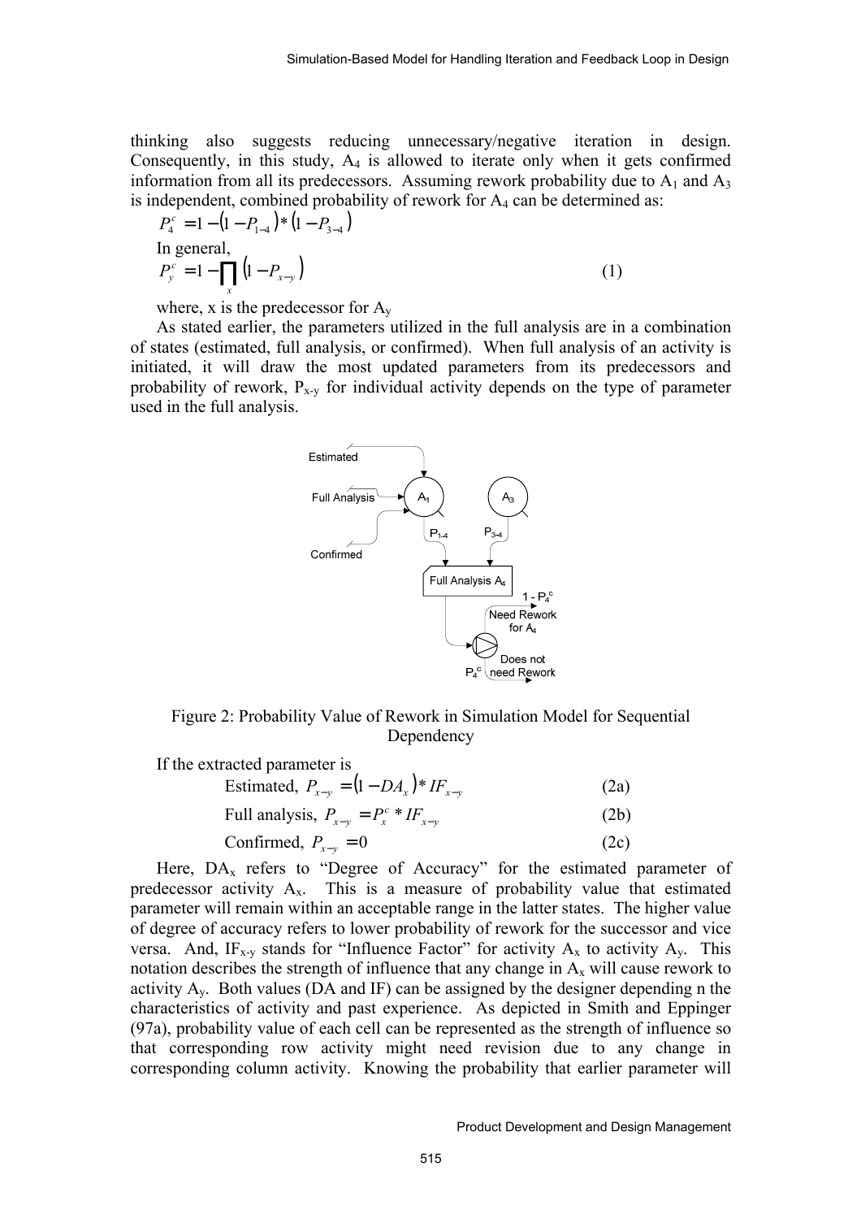thinking also suggests reducing unnecessary/negative iteration in design. Consequently, in this study, $A_4$ is allowed to iterate only when it gets confirmed information from all its predecessors. Assuming rework probability due to $A_1$ and $A_3$ is independent, combined probability of rework for $A_4$ can be determined as:

$$P_4^c = 1 - (1 - P_{1-4}) * (1 - P_{3-4})$$

In general,

$$P_y^c = 1 - \prod_x (1 - P_{x-y}) \tag{1}$$

where, x is the predecessor for $A_y$

As stated earlier, the parameters utilized in the full analysis are in a combination of states (estimated, full analysis, or confirmed). When full analysis of an activity is initiated, it will draw the most updated parameters from its predecessors and probability of rework, $P_{x-y}$ for individual activity depends on the type of parameter used in the full analysis.

Figure 2: Probability Value of Rework in Simulation Model for Sequential Dependency

If the extracted parameter is

Estimated, $P_{x-y} = (1 - DA_x) * IF_{x-y}$ (2a)

Full analysis, $P_{x-y} = P_x^c * IF_{x-y}$ (2b)

Confirmed, $P_{x-y} = 0$ (2c)

Here, $DA_x$ refers to "Degree of Accuracy" for the estimated parameter of predecessor activity $A_x$. This is a measure of probability value that estimated parameter will remain within an acceptable range in the latter states. The higher value of degree of accuracy refers to lower probability of rework for the successor and vice versa. And, $IF_{x-y}$ stands for "Influence Factor" for activity $A_x$ to activity $A_y$. This notation describes the strength of influence that any change in $A_x$ will cause rework to activity $A_y$. Both values (DA and IF) can be assigned by the designer depending n the characteristics of activity and past experience. As depicted in Smith and Eppinger (97a), probability value of each cell can be represented as the strength of influence so that corresponding row activity might need revision due to any change in corresponding column activity. Knowing the probability that earlier parameter will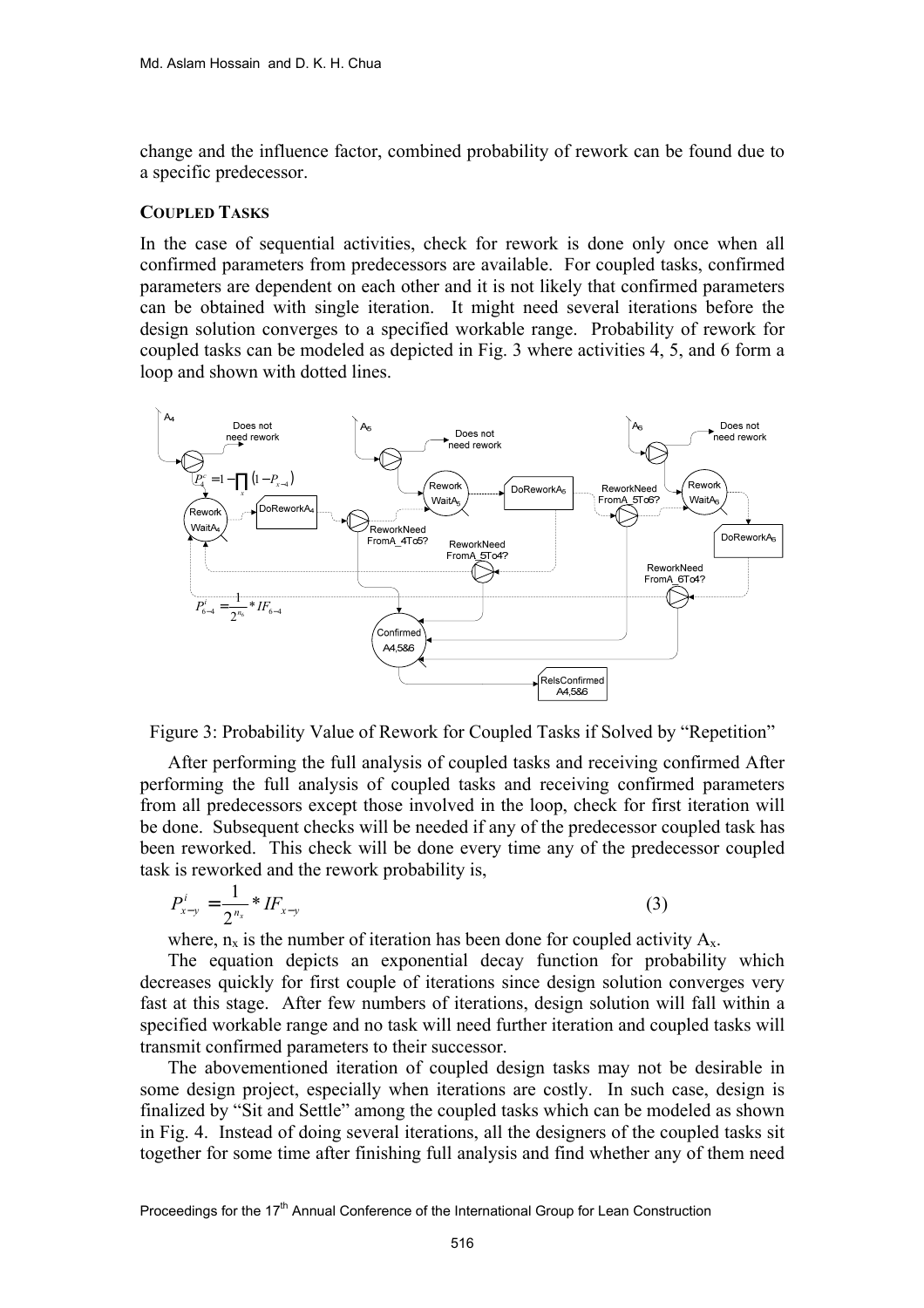change and the influence factor, combined probability of rework can be found due to a specific predecessor.

### COUPLED TASKS

In the case of sequential activities, check for rework is done only once when all confirmed parameters from predecessors are available. For coupled tasks, confirmed parameters are dependent on each other and it is not likely that confirmed parameters can be obtained with single iteration. It might need several iterations before the design solution converges to a specified workable range. Probability of rework for coupled tasks can be modeled as depicted in Fig. 3 where activities 4, 5, and 6 form a loop and shown with dotted lines.

Figure 3: Probability Value of Rework for Coupled Tasks if Solved by "Repetition"

After performing the full analysis of coupled tasks and receiving confirmed After performing the full analysis of coupled tasks and receiving confirmed parameters from all predecessors except those involved in the loop, check for first iteration will be done. Subsequent checks will be needed if any of the predecessor coupled task has been reworked. This check will be done every time any of the predecessor coupled task is reworked and the rework probability is,

$$P^{i}_{x-y} = \frac{1}{2^{n_x}} * IF_{x-y} \tag{3}$$

where, $n_x$ is the number of iteration has been done for coupled activity $A_x$.

The equation depicts an exponential decay function for probability which decreases quickly for first couple of iterations since design solution converges very fast at this stage. After few numbers of iterations, design solution will fall within a specified workable range and no task will need further iteration and coupled tasks will transmit confirmed parameters to their successor.

The abovementioned iteration of coupled design tasks may not be desirable in some design project, especially when iterations are costly. In such case, design is finalized by "Sit and Settle" among the coupled tasks which can be modeled as shown in Fig. 4. Instead of doing several iterations, all the designers of the coupled tasks sit together for some time after finishing full analysis and find whether any of them need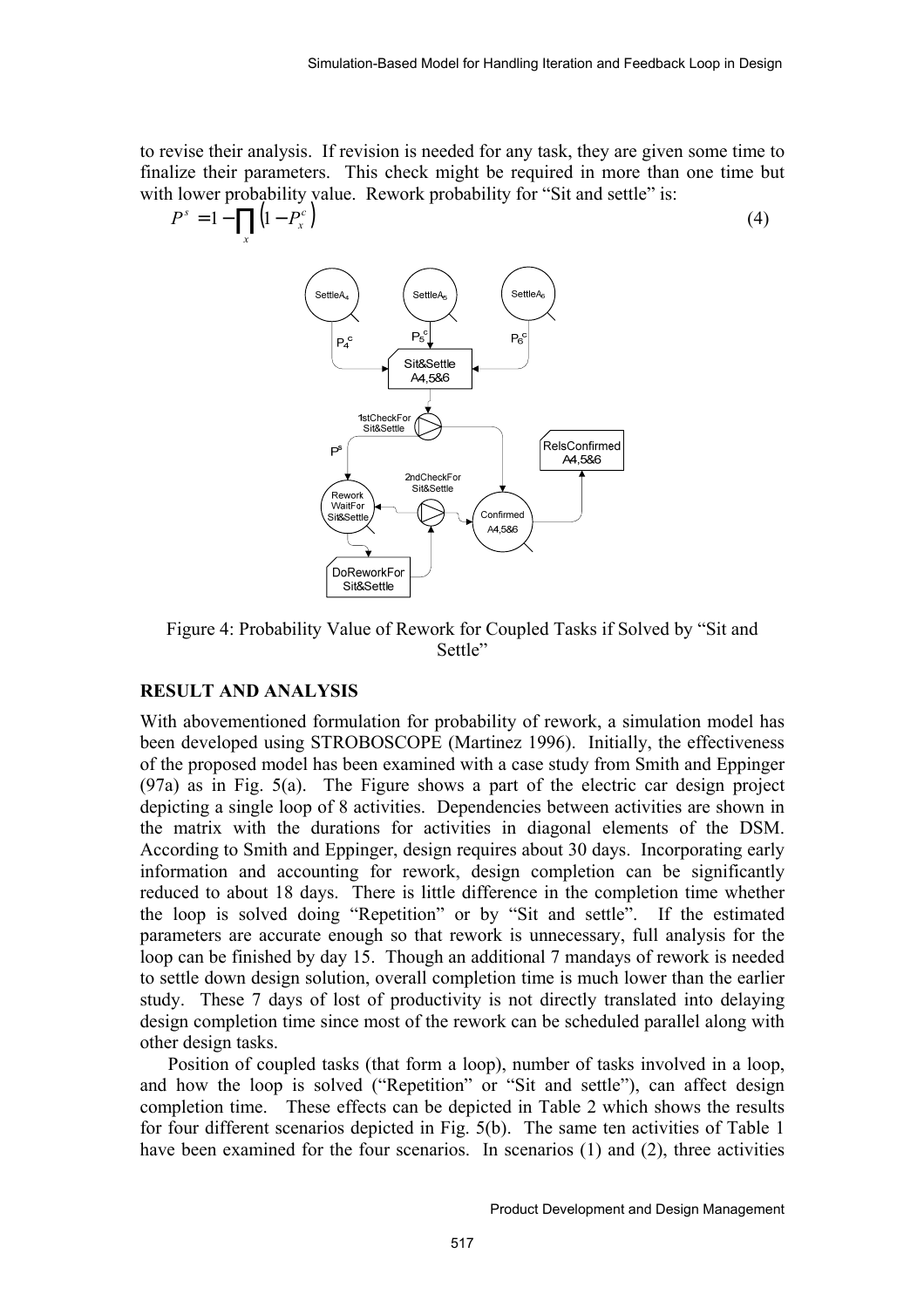to revise their analysis. If revision is needed for any task, they are given some time to finalize their parameters. This check might be required in more than one time but with lower probability value. Rework probability for "Sit and settle" is:

$$P^s = 1 - \prod_x \left(1 - P_x^c\right) \tag{4}$$

Figure 4: Probability Value of Rework for Coupled Tasks if Solved by "Sit and Settle"

## RESULT AND ANALYSIS

With abovementioned formulation for probability of rework, a simulation model has been developed using STROBOSCOPE (Martinez 1996). Initially, the effectiveness of the proposed model has been examined with a case study from Smith and Eppinger (97a) as in Fig. 5(a). The Figure shows a part of the electric car design project depicting a single loop of 8 activities. Dependencies between activities are shown in the matrix with the durations for activities in diagonal elements of the DSM. According to Smith and Eppinger, design requires about 30 days. Incorporating early information and accounting for rework, design completion can be significantly reduced to about 18 days. There is little difference in the completion time whether the loop is solved doing "Repetition" or by "Sit and settle". If the estimated parameters are accurate enough so that rework is unnecessary, full analysis for the loop can be finished by day 15. Though an additional 7 mandays of rework is needed to settle down design solution, overall completion time is much lower than the earlier study. These 7 days of lost of productivity is not directly translated into delaying design completion time since most of the rework can be scheduled parallel along with other design tasks.

Position of coupled tasks (that form a loop), number of tasks involved in a loop, and how the loop is solved ("Repetition" or "Sit and settle"), can affect design completion time. These effects can be depicted in Table 2 which shows the results for four different scenarios depicted in Fig. 5(b). The same ten activities of Table 1 have been examined for the four scenarios. In scenarios (1) and (2), three activities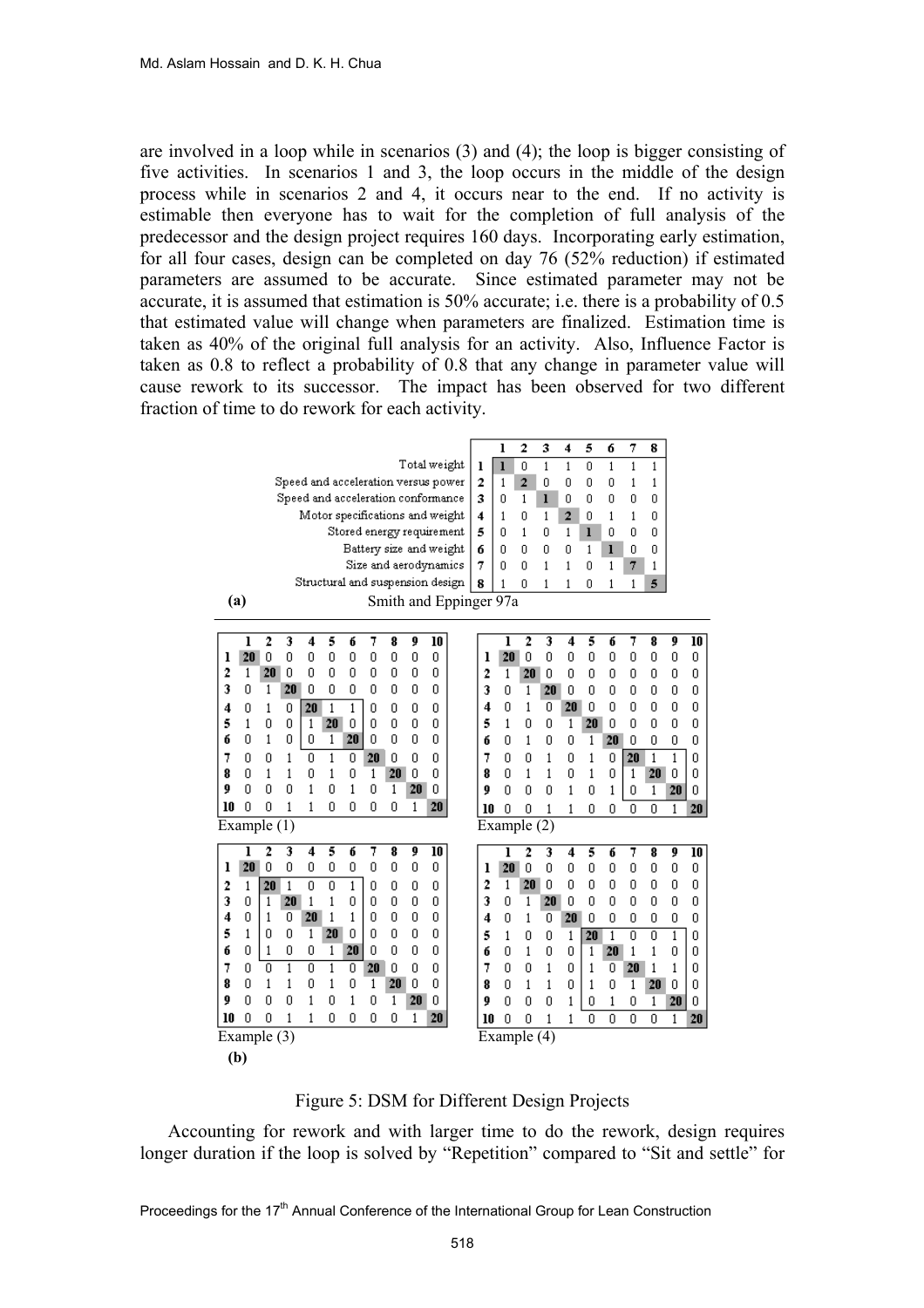are involved in a loop while in scenarios (3) and (4); the loop is bigger consisting of five activities. In scenarios 1 and 3, the loop occurs in the middle of the design process while in scenarios 2 and 4, it occurs near to the end. If no activity is estimable then everyone has to wait for the completion of full analysis of the predecessor and the design project requires 160 days. Incorporating early estimation, for all four cases, design can be completed on day 76 (52% reduction) if estimated parameters are assumed to be accurate. Since estimated parameter may not be accurate, it is assumed that estimation is 50% accurate; i.e. there is a probability of 0.5 that estimated value will change when parameters are finalized. Estimation time is taken as 40% of the original full analysis for an activity. Also, Influence Factor is taken as 0.8 to reflect a probability of 0.8 that any change in parameter value will cause rework to its successor. The impact has been observed for two different fraction of time to do rework for each activity.

**(a)** Smith and Eppinger 97a

| | | 1 | 2 | 3 | 4 | 5 | 6 | 7 | 8 |
|---|---|---|---|---|---|---|---|---|---|
| Total weight | 1 | 1 | 0 | 1 | 1 | 0 | 1 | 1 | 1 |
| Speed and acceleration versus power | 2 | 1 | 2 | 0 | 0 | 0 | 0 | 1 | 1 |
| Speed and acceleration conformance | 3 | 0 | 1 | 1 | 0 | 0 | 0 | 0 | 0 |
| Motor specifications and weight | 4 | 1 | 0 | 1 | 2 | 0 | 1 | 1 | 0 |
| Stored energy requirement | 5 | 0 | 1 | 0 | 1 | 1 | 0 | 0 | 0 |
| Battery size and weight | 6 | 0 | 0 | 0 | 0 | 1 | 1 | 0 | 0 |
| Size and aerodynamics | 7 | 0 | 0 | 1 | 1 | 0 | 1 | 7 | 1 |
| Structural and suspension design | 8 | 1 | 0 | 1 | 1 | 0 | 1 | 1 | 5 |

**(b)**

Example (1)

| | 1 | 2 | 3 | 4 | 5 | 6 | 7 | 8 | 9 | 10 |
|---|---|---|---|---|---|---|---|---|---|---|
| 1 | 20 | 0 | 0 | 0 | 0 | 0 | 0 | 0 | 0 | 0 |
| 2 | 1 | 20 | 0 | 0 | 0 | 0 | 0 | 0 | 0 | 0 |
| 3 | 0 | 1 | 20 | 0 | 0 | 0 | 0 | 0 | 0 | 0 |
| 4 | 0 | 1 | 0 | 20 | 1 | 1 | 0 | 0 | 0 | 0 |
| 5 | 1 | 0 | 0 | 1 | 20 | 0 | 0 | 0 | 0 | 0 |
| 6 | 0 | 1 | 0 | 0 | 1 | 20 | 0 | 0 | 0 | 0 |
| 7 | 0 | 0 | 1 | 0 | 1 | 0 | 20 | 0 | 0 | 0 |
| 8 | 0 | 1 | 1 | 0 | 1 | 0 | 1 | 20 | 0 | 0 |
| 9 | 0 | 0 | 0 | 1 | 0 | 1 | 0 | 1 | 20 | 0 |
| 10 | 0 | 0 | 1 | 1 | 0 | 0 | 0 | 0 | 1 | 20 |

Example (2)

| | 1 | 2 | 3 | 4 | 5 | 6 | 7 | 8 | 9 | 10 |
|---|---|---|---|---|---|---|---|---|---|---|
| 1 | 20 | 0 | 0 | 0 | 0 | 0 | 0 | 0 | 0 | 0 |
| 2 | 1 | 20 | 0 | 0 | 0 | 0 | 0 | 0 | 0 | 0 |
| 3 | 0 | 1 | 20 | 0 | 0 | 0 | 0 | 0 | 0 | 0 |
| 4 | 0 | 1 | 0 | 20 | 0 | 0 | 0 | 0 | 0 | 0 |
| 5 | 1 | 0 | 0 | 1 | 20 | 0 | 0 | 0 | 0 | 0 |
| 6 | 0 | 1 | 0 | 0 | 1 | 20 | 0 | 0 | 0 | 0 |
| 7 | 0 | 0 | 1 | 0 | 1 | 0 | 20 | 1 | 1 | 0 |
| 8 | 0 | 1 | 1 | 0 | 1 | 0 | 1 | 20 | 0 | 0 |
| 9 | 0 | 0 | 0 | 1 | 0 | 1 | 0 | 1 | 20 | 0 |
| 10 | 0 | 0 | 1 | 1 | 0 | 0 | 0 | 0 | 1 | 20 |

Example (3)

| | 1 | 2 | 3 | 4 | 5 | 6 | 7 | 8 | 9 | 10 |
|---|---|---|---|---|---|---|---|---|---|---|
| 1 | 20 | 0 | 0 | 0 | 0 | 0 | 0 | 0 | 0 | 0 |
| 2 | 1 | 20 | 1 | 0 | 0 | 1 | 0 | 0 | 0 | 0 |
| 3 | 0 | 1 | 20 | 1 | 1 | 0 | 0 | 0 | 0 | 0 |
| 4 | 0 | 1 | 0 | 20 | 1 | 1 | 0 | 0 | 0 | 0 |
| 5 | 1 | 0 | 0 | 1 | 20 | 0 | 0 | 0 | 0 | 0 |
| 6 | 0 | 1 | 0 | 0 | 1 | 20 | 0 | 0 | 0 | 0 |
| 7 | 0 | 0 | 1 | 0 | 1 | 0 | 20 | 0 | 0 | 0 |
| 8 | 0 | 1 | 1 | 0 | 1 | 0 | 1 | 20 | 0 | 0 |
| 9 | 0 | 0 | 0 | 1 | 0 | 1 | 0 | 1 | 20 | 0 |
| 10 | 0 | 0 | 1 | 1 | 0 | 0 | 0 | 0 | 1 | 20 |

Example (4)

| | 1 | 2 | 3 | 4 | 5 | 6 | 7 | 8 | 9 | 10 |
|---|---|---|---|---|---|---|---|---|---|---|
| 1 | 20 | 0 | 0 | 0 | 0 | 0 | 0 | 0 | 0 | 0 |
| 2 | 1 | 20 | 0 | 0 | 0 | 0 | 0 | 0 | 0 | 0 |
| 3 | 0 | 1 | 20 | 0 | 0 | 0 | 0 | 0 | 0 | 0 |
| 4 | 0 | 1 | 0 | 20 | 0 | 0 | 0 | 0 | 0 | 0 |
| 5 | 1 | 0 | 0 | 1 | 20 | 1 | 0 | 0 | 1 | 0 |
| 6 | 0 | 1 | 0 | 0 | 1 | 20 | 1 | 1 | 0 | 0 |
| 7 | 0 | 0 | 1 | 0 | 1 | 0 | 20 | 1 | 1 | 0 |
| 8 | 0 | 1 | 1 | 0 | 1 | 0 | 1 | 20 | 0 | 0 |
| 9 | 0 | 0 | 0 | 1 | 0 | 1 | 0 | 1 | 20 | 0 |
| 10 | 0 | 0 | 1 | 1 | 0 | 0 | 0 | 0 | 1 | 20 |

Figure 5: DSM for Different Design Projects

Accounting for rework and with larger time to do the rework, design requires longer duration if the loop is solved by "Repetition" compared to "Sit and settle" for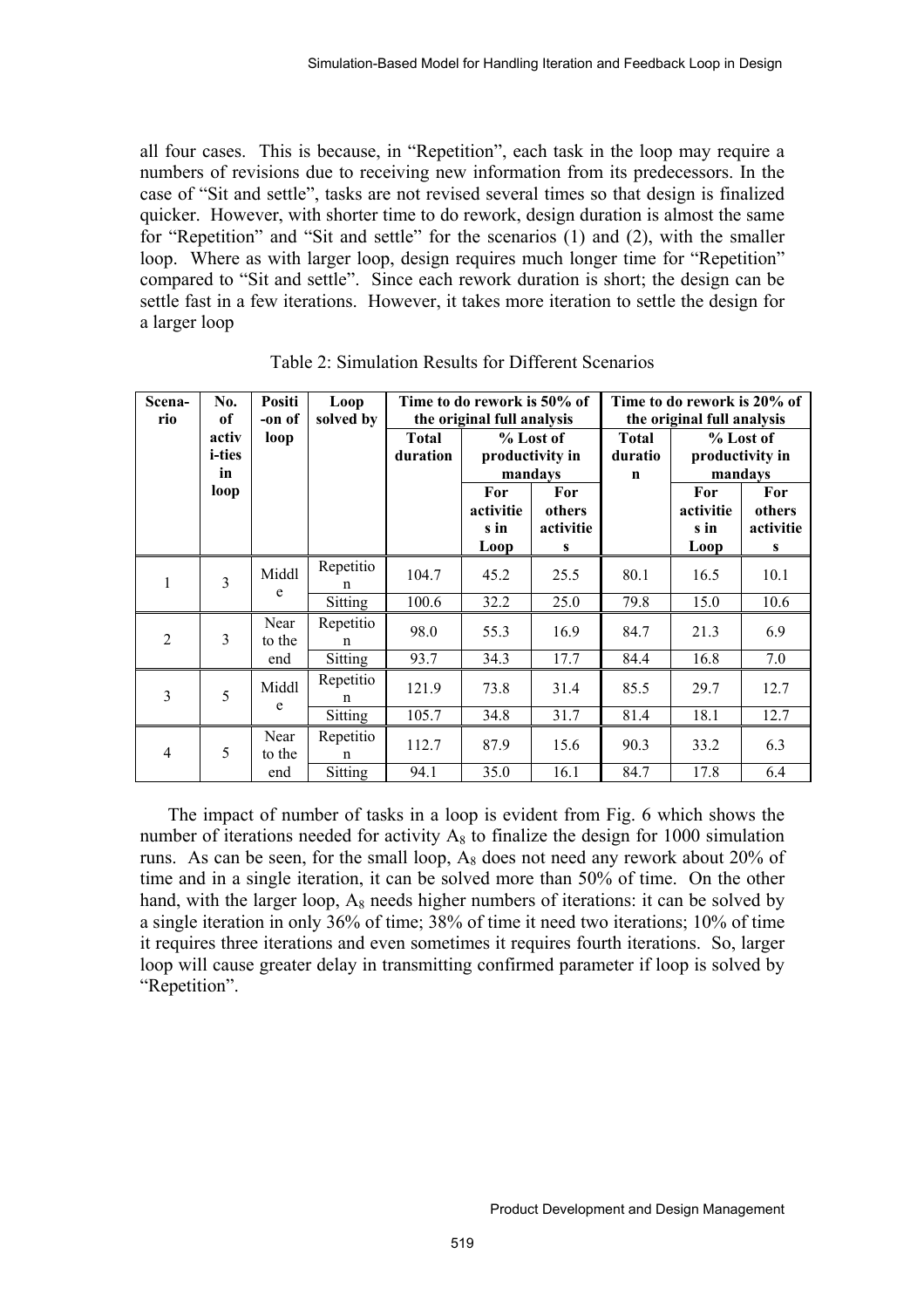all four cases. This is because, in "Repetition", each task in the loop may require a numbers of revisions due to receiving new information from its predecessors. In the case of "Sit and settle", tasks are not revised several times so that design is finalized quicker. However, with shorter time to do rework, design duration is almost the same for "Repetition" and "Sit and settle" for the scenarios (1) and (2), with the smaller loop. Where as with larger loop, design requires much longer time for "Repetition" compared to "Sit and settle". Since each rework duration is short; the design can be settle fast in a few iterations. However, it takes more iteration to settle the design for a larger loop

Table 2: Simulation Results for Different Scenarios

| Scenario | No. of activities in loop | Position of loop | Loop solved by | Time to do rework is 50% of the original full analysis | | | Time to do rework is 20% of the original full analysis | | |
|---|---|---|---|---|---|---|---|---|---|
| | | | | Total duration | % Lost of productivity in mandays | | Total duration | % Lost of productivity in mandays | |
| | | | | | For activities in Loop | For others activities | | For activities in Loop | For others activities |
| 1 | 3 | Middle | Repetition | 104.7 | 45.2 | 25.5 | 80.1 | 16.5 | 10.1 |
| | | | Sitting | 100.6 | 32.2 | 25.0 | 79.8 | 15.0 | 10.6 |
| 2 | 3 | Near to the end | Repetition | 98.0 | 55.3 | 16.9 | 84.7 | 21.3 | 6.9 |
| | | | Sitting | 93.7 | 34.3 | 17.7 | 84.4 | 16.8 | 7.0 |
| 3 | 5 | Middle | Repetition | 121.9 | 73.8 | 31.4 | 85.5 | 29.7 | 12.7 |
| | | | Sitting | 105.7 | 34.8 | 31.7 | 81.4 | 18.1 | 12.7 |
| 4 | 5 | Near to the end | Repetition | 112.7 | 87.9 | 15.6 | 90.3 | 33.2 | 6.3 |
| | | | Sitting | 94.1 | 35.0 | 16.1 | 84.7 | 17.8 | 6.4 |

The impact of number of tasks in a loop is evident from Fig. 6 which shows the number of iterations needed for activity $A_8$ to finalize the design for 1000 simulation runs. As can be seen, for the small loop, $A_8$ does not need any rework about 20% of time and in a single iteration, it can be solved more than 50% of time. On the other hand, with the larger loop, $A_8$ needs higher numbers of iterations: it can be solved by a single iteration in only 36% of time; 38% of time it need two iterations; 10% of time it requires three iterations and even sometimes it requires fourth iterations. So, larger loop will cause greater delay in transmitting confirmed parameter if loop is solved by "Repetition".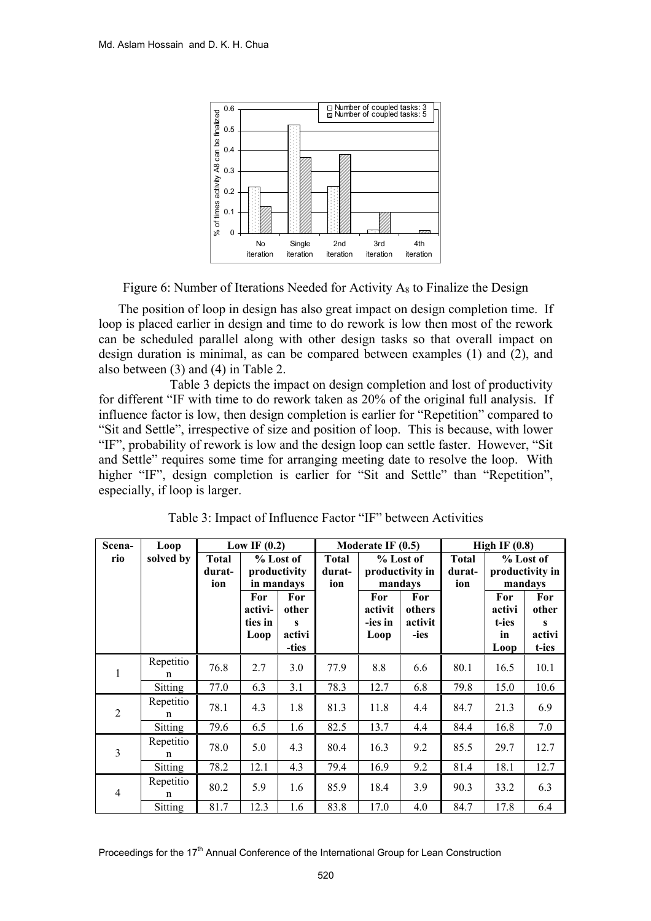Figure 6: Number of Iterations Needed for Activity $A_8$ to Finalize the Design

The position of loop in design has also great impact on design completion time. If loop is placed earlier in design and time to do rework is low then most of the rework can be scheduled parallel along with other design tasks so that overall impact on design duration is minimal, as can be compared between examples (1) and (2), and also between (3) and (4) in Table 2.

Table 3 depicts the impact on design completion and lost of productivity for different "IF with time to do rework taken as 20% of the original full analysis. If influence factor is low, then design completion is earlier for "Repetition" compared to "Sit and Settle", irrespective of size and position of loop. This is because, with lower "IF", probability of rework is low and the design loop can settle faster. However, "Sit and Settle" requires some time for arranging meeting date to resolve the loop. With higher "IF", design completion is earlier for "Sit and Settle" than "Repetition", especially, if loop is larger.

Table 3: Impact of Influence Factor "IF" between Activities

| Scenario | Loop solved by | Low IF (0.2) | | | Moderate IF (0.5) | | | High IF (0.8) | | |
|---|---|---|---|---|---|---|---|---|---|---|
| | | Total duration | % Lost of productivity in mandays | | Total duration | % Lost of productivity in mandays | | Total duration | % Lost of productivity in mandays | |
| | | | For activities in Loop | For others activities | | For activities in Loop | For others activities | | For activities in Loop | For others activities |
| 1 | Repetition | 76.8 | 2.7 | 3.0 | 77.9 | 8.8 | 6.6 | 80.1 | 16.5 | 10.1 |
| | Sitting | 77.0 | 6.3 | 3.1 | 78.3 | 12.7 | 6.8 | 79.8 | 15.0 | 10.6 |
| 2 | Repetition | 78.1 | 4.3 | 1.8 | 81.3 | 11.8 | 4.4 | 84.7 | 21.3 | 6.9 |
| | Sitting | 79.6 | 6.5 | 1.6 | 82.5 | 13.7 | 4.4 | 84.4 | 16.8 | 7.0 |
| 3 | Repetition | 78.0 | 5.0 | 4.3 | 80.4 | 16.3 | 9.2 | 85.5 | 29.7 | 12.7 |
| | Sitting | 78.2 | 12.1 | 4.3 | 79.4 | 16.9 | 9.2 | 81.4 | 18.1 | 12.7 |
| 4 | Repetition | 80.2 | 5.9 | 1.6 | 85.9 | 18.4 | 3.9 | 90.3 | 33.2 | 6.3 |
| | Sitting | 81.7 | 12.3 | 1.6 | 83.8 | 17.0 | 4.0 | 84.7 | 17.8 | 6.4 |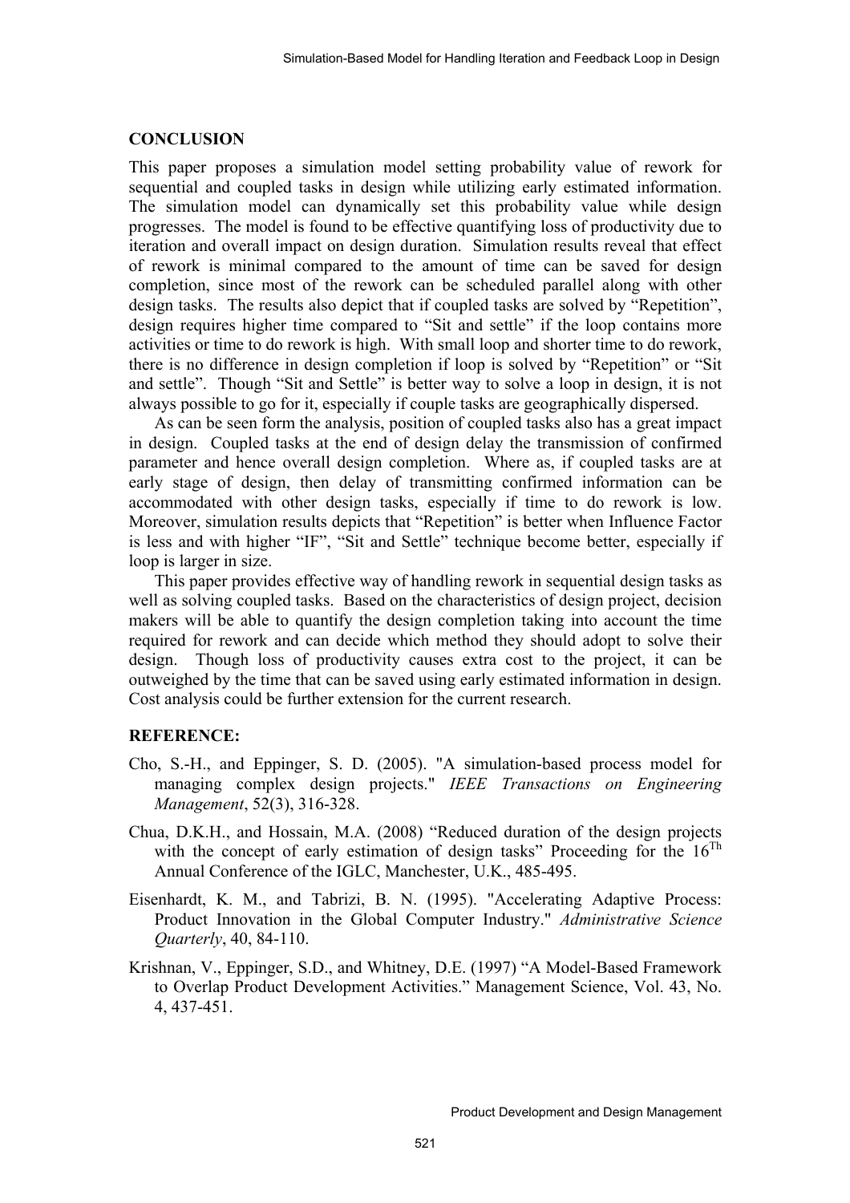## CONCLUSION

This paper proposes a simulation model setting probability value of rework for sequential and coupled tasks in design while utilizing early estimated information. The simulation model can dynamically set this probability value while design progresses. The model is found to be effective quantifying loss of productivity due to iteration and overall impact on design duration. Simulation results reveal that effect of rework is minimal compared to the amount of time can be saved for design completion, since most of the rework can be scheduled parallel along with other design tasks. The results also depict that if coupled tasks are solved by "Repetition", design requires higher time compared to "Sit and settle" if the loop contains more activities or time to do rework is high. With small loop and shorter time to do rework, there is no difference in design completion if loop is solved by "Repetition" or "Sit and settle". Though "Sit and Settle" is better way to solve a loop in design, it is not always possible to go for it, especially if couple tasks are geographically dispersed.

As can be seen form the analysis, position of coupled tasks also has a great impact in design. Coupled tasks at the end of design delay the transmission of confirmed parameter and hence overall design completion. Where as, if coupled tasks are at early stage of design, then delay of transmitting confirmed information can be accommodated with other design tasks, especially if time to do rework is low. Moreover, simulation results depicts that "Repetition" is better when Influence Factor is less and with higher "IF", "Sit and Settle" technique become better, especially if loop is larger in size.

This paper provides effective way of handling rework in sequential design tasks as well as solving coupled tasks. Based on the characteristics of design project, decision makers will be able to quantify the design completion taking into account the time required for rework and can decide which method they should adopt to solve their design. Though loss of productivity causes extra cost to the project, it can be outweighed by the time that can be saved using early estimated information in design. Cost analysis could be further extension for the current research.

## REFERENCE:

Cho, S.-H., and Eppinger, S. D. (2005). "A simulation-based process model for managing complex design projects." *IEEE Transactions on Engineering Management*, 52(3), 316-328.

Chua, D.K.H., and Hossain, M.A. (2008) "Reduced duration of the design projects with the concept of early estimation of design tasks" Proceeding for the 16[Th] Annual Conference of the IGLC, Manchester, U.K., 485-495.

Eisenhardt, K. M., and Tabrizi, B. N. (1995). "Accelerating Adaptive Process: Product Innovation in the Global Computer Industry." *Administrative Science Quarterly*, 40, 84-110.

Krishnan, V., Eppinger, S.D., and Whitney, D.E. (1997) "A Model-Based Framework to Overlap Product Development Activities." Management Science, Vol. 43, No. 4, 437-451.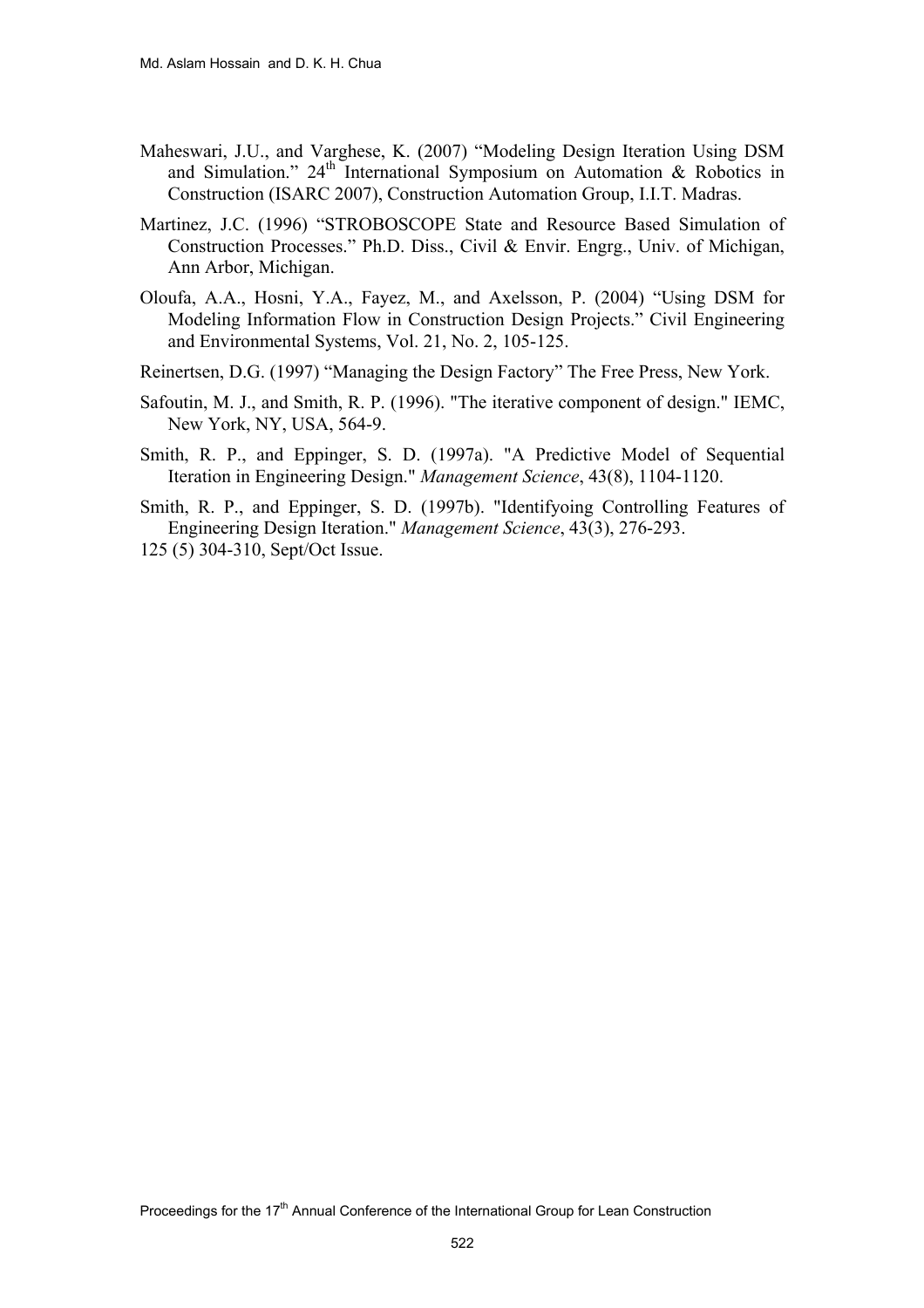Maheswari, J.U., and Varghese, K. (2007) “Modeling Design Iteration Using DSM and Simulation.” 24th International Symposium on Automation & Robotics in Construction (ISARC 2007), Construction Automation Group, I.I.T. Madras.

Martinez, J.C. (1996) “STROBOSCOPE State and Resource Based Simulation of Construction Processes.” Ph.D. Diss., Civil & Envir. Engrg., Univ. of Michigan, Ann Arbor, Michigan.

Oloufa, A.A., Hosni, Y.A., Fayez, M., and Axelsson, P. (2004) “Using DSM for Modeling Information Flow in Construction Design Projects.” Civil Engineering and Environmental Systems, Vol. 21, No. 2, 105-125.

Reinertsen, D.G. (1997) “Managing the Design Factory” The Free Press, New York.

Safoutin, M. J., and Smith, R. P. (1996). "The iterative component of design." IEMC, New York, NY, USA, 564-9.

Smith, R. P., and Eppinger, S. D. (1997a). "A Predictive Model of Sequential Iteration in Engineering Design." *Management Science*, 43(8), 1104-1120.

Smith, R. P., and Eppinger, S. D. (1997b). "Identifyoing Controlling Features of Engineering Design Iteration." *Management Science*, 43(3), 276-293.

125 (5) 304-310, Sept/Oct Issue.